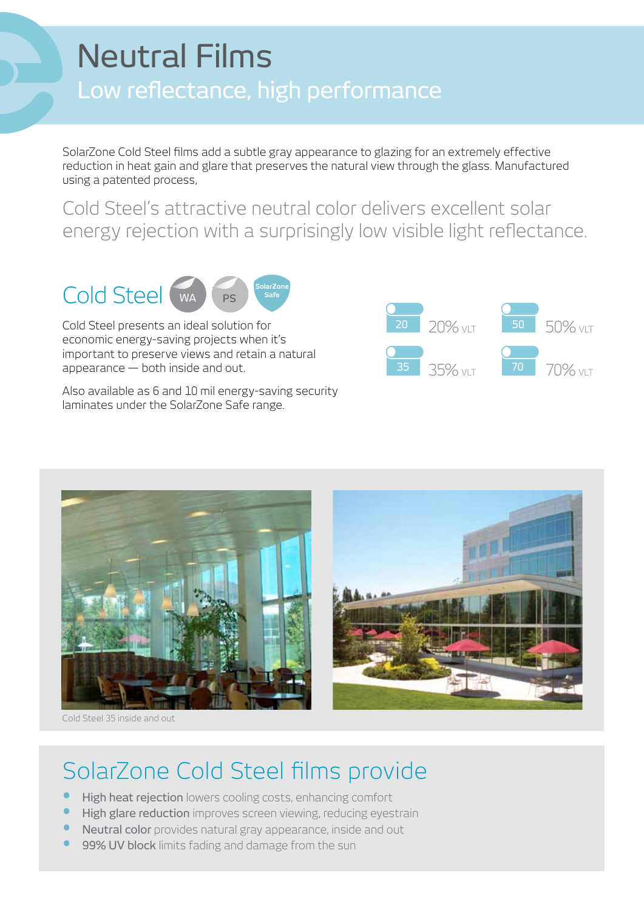# Neutral Films

## Low reflectance, high performance

SolarZone Cold Steel films add a subtle gray appearance to glazing for an extremely effective reduction in heat gain and glare that preserves the natural view through the glass. Manufactured using a patented process,

Cold Steel's attractive neutral color delivers excellent solar energy rejection with a surprisingly low visible light reflectance.

## Cold Steel

WA PS SolarZone Safe

Cold Steel presents an ideal solution for economic energy-saving projects when it's important to preserve views and retain a natural appearance — both inside and out.

Also available as 6 and 10 mil energy-saving security laminates under the SolarZone Safe range.

- 20 — 20% VLT
- 35 — 35% VLT
- 50 — 50% VLT
- 70 — 70% VLT

Cold Steel 35 inside and out

## SolarZone Cold Steel films provide

- **High heat rejection** lowers cooling costs, enhancing comfort
- **High glare reduction** improves screen viewing, reducing eyestrain
- **Neutral color** provides natural gray appearance, inside and out
- **99% UV block** limits fading and damage from the sun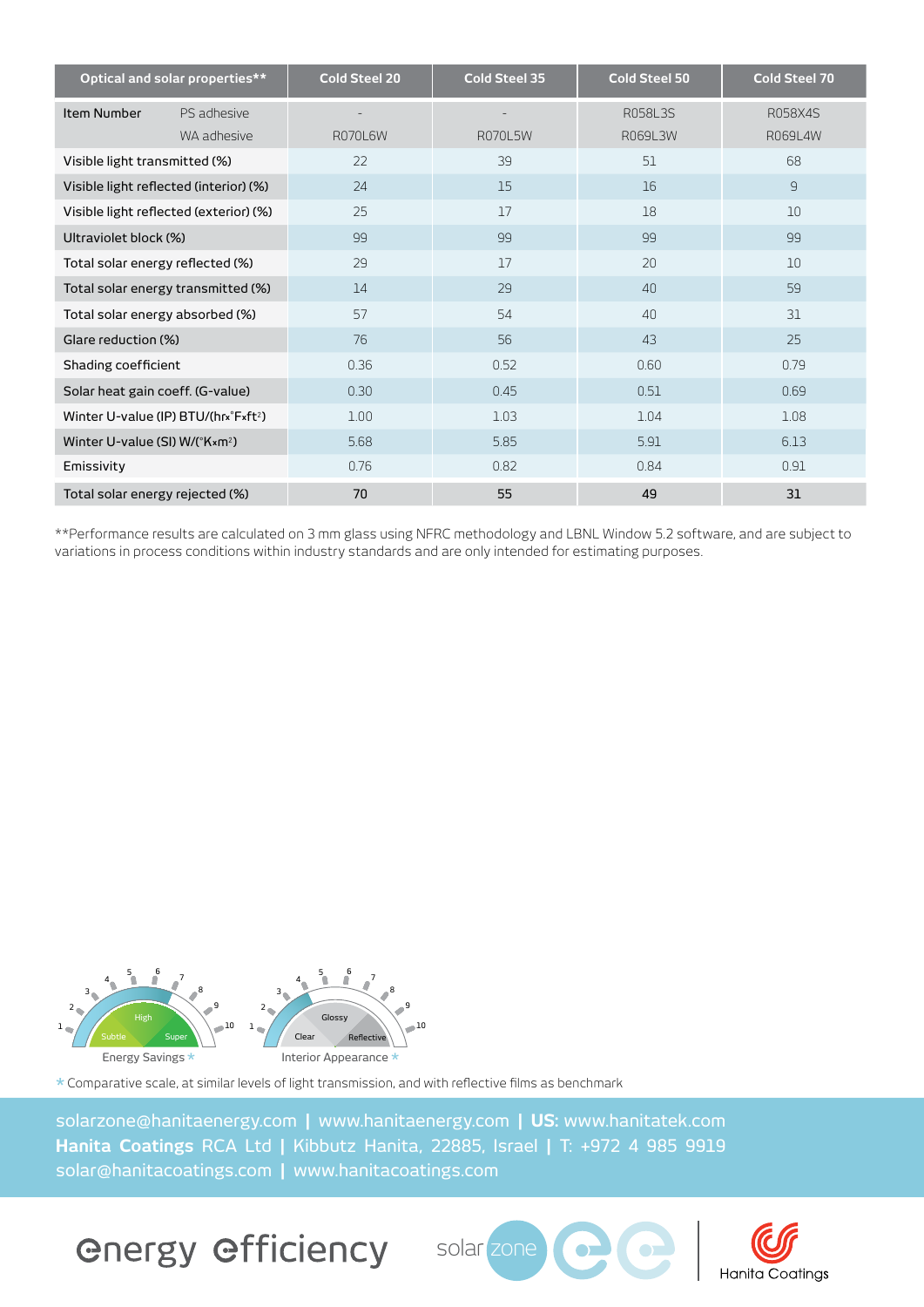| Optical and solar properties** | Cold Steel 20 | Cold Steel 35 | Cold Steel 50 | Cold Steel 70 |
|---|---|---|---|---|
| Item Number — PS adhesive | - | - | R058L3S | R058X4S |
| Item Number — WA adhesive | R070L6W | R070L5W | R069L3W | R069L4W |
| Visible light transmitted (%) | 22 | 39 | 51 | 68 |
| Visible light reflected (interior) (%) | 24 | 15 | 16 | 9 |
| Visible light reflected (exterior) (%) | 25 | 17 | 18 | 10 |
| Ultraviolet block (%) | 99 | 99 | 99 | 99 |
| Total solar energy reflected (%) | 29 | 17 | 20 | 10 |
| Total solar energy transmitted (%) | 14 | 29 | 40 | 59 |
| Total solar energy absorbed (%) | 57 | 54 | 40 | 31 |
| Glare reduction (%) | 76 | 56 | 43 | 25 |
| Shading coefficient | 0.36 | 0.52 | 0.60 | 0.79 |
| Solar heat gain coeff. (G-value) | 0.30 | 0.45 | 0.51 | 0.69 |
| Winter U-value (IP) BTU/(hr×°F×ft²) | 1.00 | 1.03 | 1.04 | 1.08 |
| Winter U-value (SI) W/(°K×m²) | 5.68 | 5.85 | 5.91 | 6.13 |
| Emissivity | 0.76 | 0.82 | 0.84 | 0.91 |
| Total solar energy rejected (%) | 70 | 55 | 49 | 31 |

**Performance results are calculated on 3 mm glass using NFRC methodology and LBNL Window 5.2 software, and are subject to variations in process conditions within industry standards and are only intended for estimating purposes.

1 2 3 4 5 6 7 8 9 10
Subtle High Super
Energy Savings *

1 2 3 4 5 6 7 8 9 10
Clear Glossy Reflective
Interior Appearance *

* Comparative scale, at similar levels of light transmission, and with reflective films as benchmark

solarzone@hanitaenergy.com | www.hanitaenergy.com | **US:** www.hanitatek.com
**Hanita Coatings** RCA Ltd | Kibbutz Hanita, 22885, Israel | T: +972 4 985 9919
solar@hanitacoatings.com | www.hanitacoatings.com

energy efficiency — solar zone — Hanita Coatings